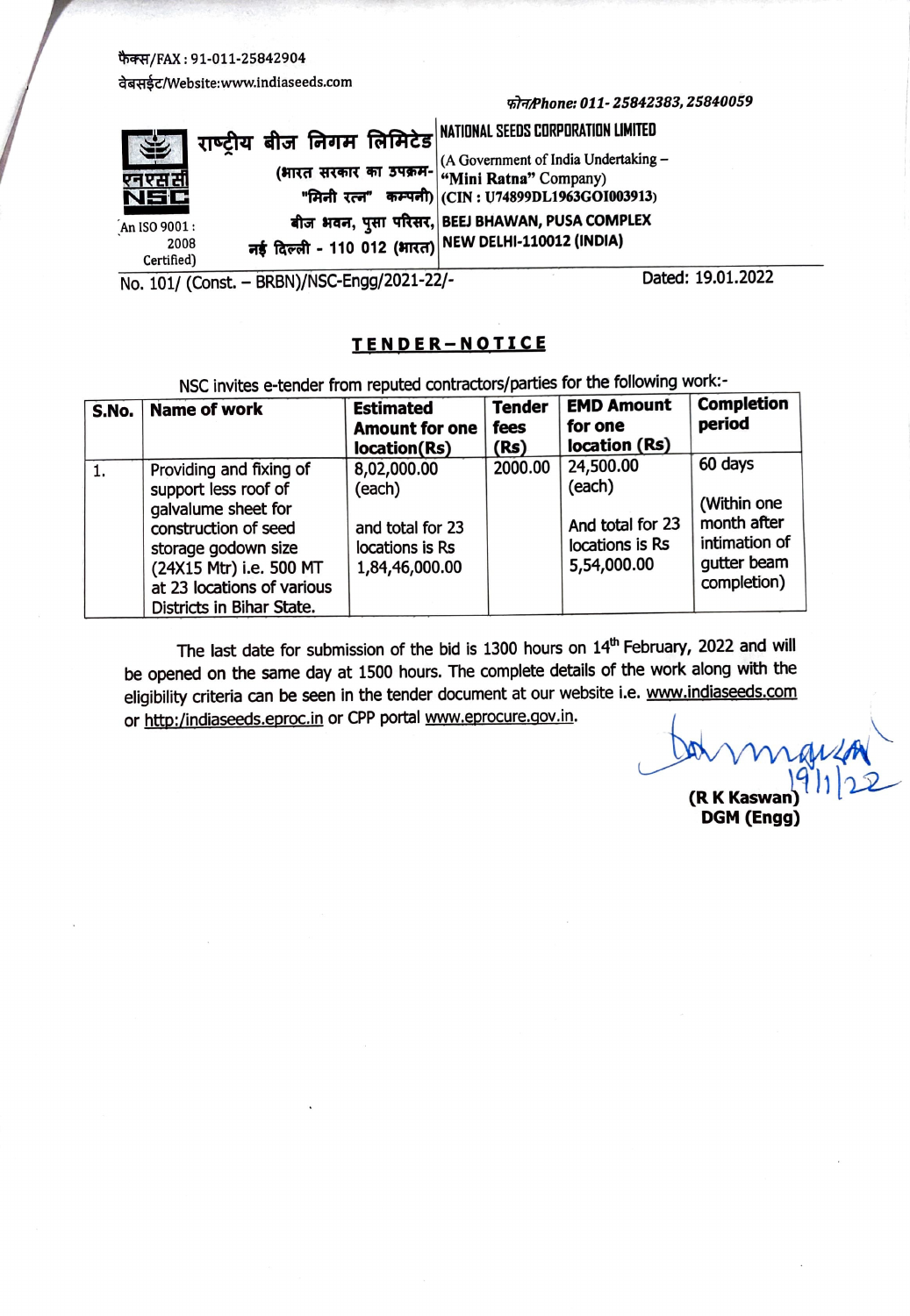फैक्स/FAX : 91-011-25842904

वेबसाईट/Website:www.indiaseeds.com

फोन/Phone: 011- 25842383, 25840059

एनएससी NSC

An ISO 9001 : 2008 Certified)

राष्ट्रीय बीज निगम लिमिटेड

(भारत सरकार का उपक्रम- "मिनी रत्न" कम्पनी)

बीज भवन, पुसा परिसर, नई दिल्ली - 110 012 (भारत)

**NATIONAL SEEDS CORPORATION LIMITED**

(A Government of India Undertaking – "Mini Ratna" Company)
(CIN : U74899DL1963GOI003913)

**BEEJ BHAWAN, PUSA COMPLEX**
**NEW DELHI-110012 (INDIA)**

No. 101/ (Const. – BRBN)/NSC-Engg/2021-22/-

Dated: 19.01.2022

## TENDER–NOTICE

NSC invites e-tender from reputed contractors/parties for the following work:-

| S.No. | Name of work | Estimated Amount for one location(Rs) | Tender fees (Rs) | EMD Amount for one location (Rs) | Completion period |
|---|---|---|---|---|---|
| 1. | Providing and fixing of support less roof of galvalume sheet for construction of seed storage godown size (24X15 Mtr) i.e. 500 MT at 23 locations of various Districts in Bihar State. | 8,02,000.00 (each) and total for 23 locations is Rs 1,84,46,000.00 | 2000.00 | 24,500.00 (each) And total for 23 locations is Rs 5,54,000.00 | 60 days (Within one month after intimation of gutter beam completion) |

The last date for submission of the bid is 1300 hours on 14th February, 2022 and will be opened on the same day at 1500 hours. The complete details of the work along with the eligibility criteria can be seen in the tender document at our website i.e. www.indiaseeds.com or http:/indiaseeds.eproc.in or CPP portal www.eprocure.gov.in.

19/1/22

**(R K Kaswan)**
**DGM (Engg)**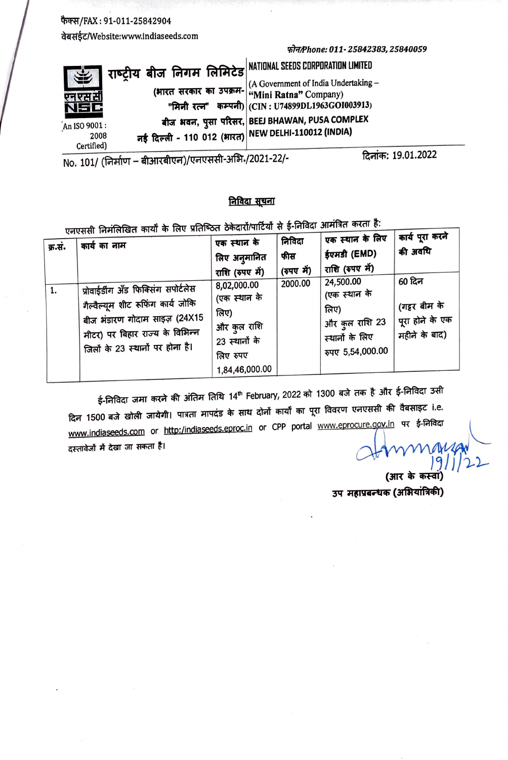फैक्स/FAX : 91-011-25842904

वेबसाईट/Website:www.indiaseeds.com

*फोन/Phone: 011- 25842383, 25840059*

**राष्ट्रीय बीज निगम लिमिटेड**
(भारत सरकार का उपक्रम-
"मिनी रत्न" कम्पनी)
बीज भवन, पुसा परिसर,
नई दिल्ली - 110 012 (भारत)

**NATIONAL SEEDS CORPORATION LIMITED**
(A Government of India Undertaking –
"Mini Ratna" Company)
(CIN : U74899DL1963GOI003913)
**BEEJ BHAWAN, PUSA COMPLEX**
**NEW DELHI-110012 (INDIA)**

An ISO 9001 : 2008 Certified)

No. 101/ (निर्माण – बीआरबीएन)/एनएससी-अभि./2021-22/-

दिनांक: 19.01.2022

## निविदा सूचना

एनएससी निमंलिखित कार्यों के लिए प्रतिष्ठित ठेकेदारों/पार्टियों से ई-निविदा आमंत्रित करता है:

| क्र.सं. | कार्य का नाम | एक स्थान के लिए अनुमानित राशि (रुपए में) | निविदा फीस (रुपए में) | एक स्थान के लिए ईएमडी (EMD) राशि (रुपए में) | कार्य पूरा करने की अवधि |
|---|---|---|---|---|---|
| 1. | प्रोवाईडींग अँड फिक्सिंग सपोर्टलेस गैल्वैल्यूम शीट रुफिंग कार्य जोकि बीज भंडारण गोदाम साइज़ (24X15 मीटर) पर बिहार राज्य के विभिन्न जिलों के 23 स्थानों पर होना है। | 8,02,000.00 (एक स्थान के लिए) और कुल राशि 23 स्थानों के लिए रुपए 1,84,46,000.00 | 2000.00 | 24,500.00 (एक स्थान के लिए) और कुल राशि 23 स्थानों के लिए रुपए 5,54,000.00 | 60 दिन (गड्डर बीम के पूरा होने के एक महीने के बाद) |

ई-निविदा जमा करने की अंतिम तिथि 14th February, 2022 को 1300 बजे तक है और ई-निविदा उसी दिन 1500 बजे खोली जायेगी। पात्रता मापदंड के साथ दोनों कार्यों का पूरा विवरण एनएससी की वैबसाइट i.e. www.indiaseeds.com or http:/indiaseeds.eproc.in or CPP portal www.eprocure.gov.in पर ई-निविदा दस्तावेजों में देखा जा सकता है।

19/1/22

(आर के कस्वां)

उप महाप्रबन्धक (अभियांत्रिकी)